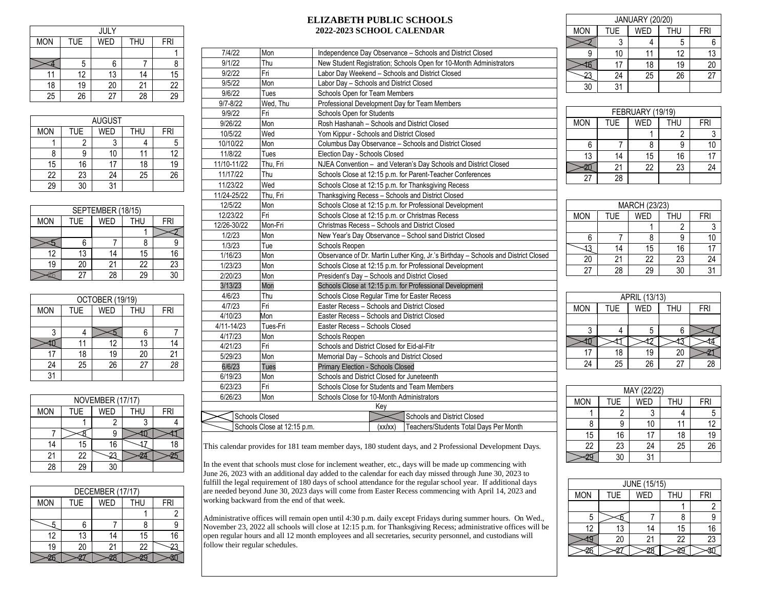# ELIZABETH PUBLIC SCHOOLS

## 2022-2023 SCHOOL CALENDAR

| JULY | | | | |
|---|---|---|---|---|
| MON | TUE | WED | THU | FRI |
| | | | | 1 |
| 4 | 5 | 6 | 7 | 8 |
| 11 | 12 | 13 | 14 | 15 |
| 18 | 19 | 20 | 21 | 22 |
| 25 | 26 | 27 | 28 | 29 |

| AUGUST | | | | |
|---|---|---|---|---|
| MON | TUE | WED | THU | FRI |
| 1 | 2 | 3 | 4 | 5 |
| 8 | 9 | 10 | 11 | 12 |
| 15 | 16 | 17 | 18 | 19 |
| 22 | 23 | 24 | 25 | 26 |
| 29 | 30 | 31 | | |

| SEPTEMBER (18/15) | | | | |
|---|---|---|---|---|
| MON | TUE | WED | THU | FRI |
| | | | 1 | 2 |
| 5 | 6 | 7 | 8 | 9 |
| 12 | 13 | 14 | 15 | 16 |
| 19 | 20 | 21 | 22 | 23 |
| 26 | 27 | 28 | 29 | 30 |

| OCTOBER (19/19) | | | | |
|---|---|---|---|---|
| MON | TUE | WED | THU | FRI |
| | | | | |
| 3 | 4 | 5 | 6 | 7 |
| 10 | 11 | 12 | 13 | 14 |
| 17 | 18 | 19 | 20 | 21 |
| 24 | 25 | 26 | 27 | 28 |
| 31 | | | | |

| NOVEMBER (17/17) | | | | |
|---|---|---|---|---|
| MON | TUE | WED | THU | FRI |
| | 1 | 2 | 3 | 4 |
| 7 | 8 | 9 | 10 | 11 |
| 14 | 15 | 16 | 17 | 18 |
| 21 | 22 | 23 | 24 | 25 |
| 28 | 29 | 30 | | |

| DECEMBER (17/17) | | | | |
|---|---|---|---|---|
| MON | TUE | WED | THU | FRI |
| | | | 1 | 2 |
| 5 | 6 | 7 | 8 | 9 |
| 12 | 13 | 14 | 15 | 16 |
| 19 | 20 | 21 | 22 | 23 |
| 26 | 27 | 28 | 29 | 30 |

| | | |
|---|---|---|
| 7/4/22 | Mon | Independence Day Observance – Schools and District Closed |
| 9/1/22 | Thu | New Student Registration; Schools Open for 10-Month Administrators |
| 9/2/22 | Fri | Labor Day Weekend – Schools and District Closed |
| 9/5/22 | Mon | Labor Day – Schools and District Closed |
| 9/6/22 | Tues | Schools Open for Team Members |
| 9/7-8/22 | Wed, Thu | Professional Development Day for Team Members |
| 9/9/22 | Fri | Schools Open for Students |
| 9/26/22 | Mon | Rosh Hashanah – Schools and District Closed |
| 10/5/22 | Wed | Yom Kippur - Schools and District Closed |
| 10/10/22 | Mon | Columbus Day Observance – Schools and District Closed |
| 11/8/22 | Tues | Election Day - Schools Closed |
| 11/10-11/22 | Thu, Fri | NJEA Convention – and Veteran's Day Schools and District Closed |
| 11/17/22 | Thu | Schools Close at 12:15 p.m. for Parent-Teacher Conferences |
| 11/23/22 | Wed | Schools Close at 12:15 p.m. for Thanksgiving Recess |
| 11/24-25/22 | Thu, Fri | Thanksgiving Recess – Schools and District Closed |
| 12/5/22 | Mon | Schools Close at 12:15 p.m. for Professional Development |
| 12/23/22 | Fri | Schools Close at 12:15 p.m. or Christmas Recess |
| 12/26-30/22 | Mon-Fri | Christmas Recess – Schools and District Closed |
| 1/2/23 | Mon | New Year's Day Observance – School sand District Closed |
| 1/3/23 | Tue | Schools Reopen |
| 1/16/23 | Mon | Observance of Dr. Martin Luther King, Jr.'s Birthday – Schools and District Closed |
| 1/23/23 | Mon | Schools Close at 12:15 p.m. for Professional Development |
| 2/20/23 | Mon | President's Day – Schools and District Closed |
| 3/13/23 | Mon | Schools Close at 12:15 p.m. for Professional Development |
| 4/6/23 | Thu | Schools Close Regular Time for Easter Recess |
| 4/7/23 | Fri | Easter Recess – Schools and District Closed |
| 4/10/23 | Mon | Easter Recess – Schools and District Closed |
| 4/11-14/23 | Tues-Fri | Easter Recess – Schools Closed |
| 4/17/23 | Mon | Schools Reopen |
| 4/21/23 | Fri | Schools and District Closed for Eid-al-Fitr |
| 5/29/23 | Mon | Memorial Day – Schools and District Closed |
| 6/6/23 | Tues | Primary Election - Schools Closed |
| 6/19/23 | Mon | Schools and District Closed for Juneteenth |
| 6/23/23 | Fri | Schools Close for Students and Team Members |
| 6/26/23 | Mon | Schools Close for 10-Month Administrators |

**Key**

| | | | |
|---|---|---|---|
| (full X) | Schools Closed | (full X, shaded) | Schools and District Closed |
| (half X) | Schools Close at 12:15 p.m. | (xx/xx) | Teachers/Students Total Days Per Month |

This calendar provides for 181 team member days, 180 student days, and 2 Professional Development Days.

In the event that schools must close for inclement weather, etc., days will be made up commencing with June 26, 2023 with an additional day added to the calendar for each day missed through June 30, 2023 to fulfill the legal requirement of 180 days of school attendance for the regular school year. If additional days are needed beyond June 30, 2023 days will come from Easter Recess commencing with April 14, 2023 and working backward from the end of that week.

Administrative offices will remain open until 4:30 p.m. daily except Fridays during summer hours. On Wed., November 23, 2022 all schools will close at 12:15 p.m. for Thanksgiving Recess; administrative offices will be open regular hours and all 12 month employees and all secretaries, security personnel, and custodians will follow their regular schedules.

| JANUARY (20/20) | | | | |
|---|---|---|---|---|
| MON | TUE | WED | THU | FRI |
| 2 | 3 | 4 | 5 | 6 |
| 9 | 10 | 11 | 12 | 13 |
| 16 | 17 | 18 | 19 | 20 |
| 23 | 24 | 25 | 26 | 27 |
| 30 | 31 | | | |

| FEBRUARY (19/19) | | | | |
|---|---|---|---|---|
| MON | TUE | WED | THU | FRI |
| | | 1 | 2 | 3 |
| 6 | 7 | 8 | 9 | 10 |
| 13 | 14 | 15 | 16 | 17 |
| 20 | 21 | 22 | 23 | 24 |
| 27 | 28 | | | |

| MARCH (23/23) | | | | |
|---|---|---|---|---|
| MON | TUE | WED | THU | FRI |
| | | 1 | 2 | 3 |
| 6 | 7 | 8 | 9 | 10 |
| 13 | 14 | 15 | 16 | 17 |
| 20 | 21 | 22 | 23 | 24 |
| 27 | 28 | 29 | 30 | 31 |

| APRIL (13/13) | | | | |
|---|---|---|---|---|
| MON | TUE | WED | THU | FRI |
| | | | | |
| 3 | 4 | 5 | 6 | 7 |
| 10 | 11 | 12 | 13 | 14 |
| 17 | 18 | 19 | 20 | 21 |
| 24 | 25 | 26 | 27 | 28 |

| MAY (22/22) | | | | |
|---|---|---|---|---|
| MON | TUE | WED | THU | FRI |
| 1 | 2 | 3 | 4 | 5 |
| 8 | 9 | 10 | 11 | 12 |
| 15 | 16 | 17 | 18 | 19 |
| 22 | 23 | 24 | 25 | 26 |
| 29 | 30 | 31 | | |

| JUNE (15/15) | | | | |
|---|---|---|---|---|
| MON | TUE | WED | THU | FRI |
| | | | 1 | 2 |
| 5 | 6 | 7 | 8 | 9 |
| 12 | 13 | 14 | 15 | 16 |
| 19 | 20 | 21 | 22 | 23 |
| 26 | 27 | 28 | 29 | 30 |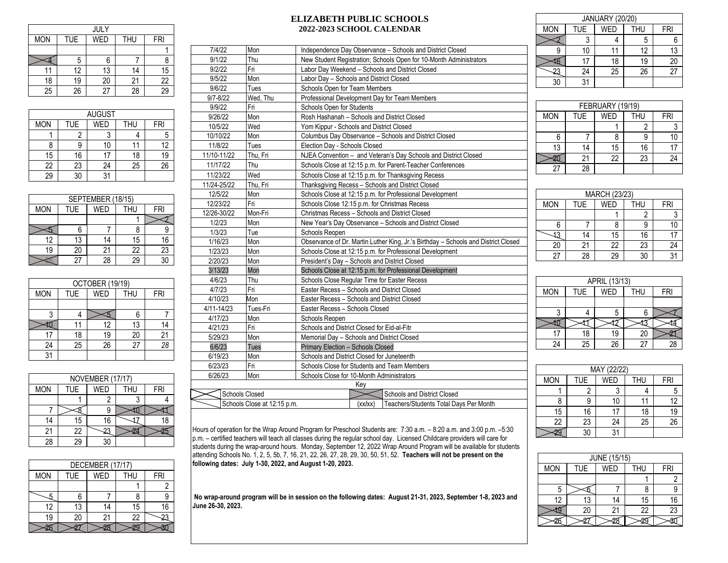# ELIZABETH PUBLIC SCHOOLS
## 2022-2023 SCHOOL CALENDAR

| JULY | | | | |
|---|---|---|---|---|
| MON | TUE | WED | THU | FRI |
| | | | | 1 |
| 4 | 5 | 6 | 7 | 8 |
| 11 | 12 | 13 | 14 | 15 |
| 18 | 19 | 20 | 21 | 22 |
| 25 | 26 | 27 | 28 | 29 |

| AUGUST | | | | |
|---|---|---|---|---|
| MON | TUE | WED | THU | FRI |
| 1 | 2 | 3 | 4 | 5 |
| 8 | 9 | 10 | 11 | 12 |
| 15 | 16 | 17 | 18 | 19 |
| 22 | 23 | 24 | 25 | 26 |
| 29 | 30 | 31 | | |

| SEPTEMBER (18/15) | | | | |
|---|---|---|---|---|
| MON | TUE | WED | THU | FRI |
| | | | 1 | 2 |
| 5 | 6 | 7 | 8 | 9 |
| 12 | 13 | 14 | 15 | 16 |
| 19 | 20 | 21 | 22 | 23 |
| 26 | 27 | 28 | 29 | 30 |

| OCTOBER (19/19) | | | | |
|---|---|---|---|---|
| MON | TUE | WED | THU | FRI |
| | | | | |
| 3 | 4 | 5 | 6 | 7 |
| 10 | 11 | 12 | 13 | 14 |
| 17 | 18 | 19 | 20 | 21 |
| 24 | 25 | 26 | 27 | 28 |
| 31 | | | | |

| NOVEMBER (17/17) | | | | |
|---|---|---|---|---|
| MON | TUE | WED | THU | FRI |
| | 1 | 2 | 3 | 4 |
| 7 | 8 | 9 | 10 | 11 |
| 14 | 15 | 16 | 17 | 18 |
| 21 | 22 | 23 | 24 | 25 |
| 28 | 29 | 30 | | |

| DECEMBER (17/17) | | | | |
|---|---|---|---|---|
| MON | TUE | WED | THU | FRI |
| | | | 1 | 2 |
| 5 | 6 | 7 | 8 | 9 |
| 12 | 13 | 14 | 15 | 16 |
| 19 | 20 | 21 | 22 | 23 |
| 26 | 27 | 28 | 29 | 30 |

| | | |
|---|---|---|
| 7/4/22 | Mon | Independence Day Observance – Schools and District Closed |
| 9/1/22 | Thu | New Student Registration; Schools Open for 10-Month Administrators |
| 9/2/22 | Fri | Labor Day Weekend – Schools and District Closed |
| 9/5/22 | Mon | Labor Day – Schools and District Closed |
| 9/6/22 | Tues | Schools Open for Team Members |
| 9/7-8/22 | Wed, Thu | Professional Development Day for Team Members |
| 9/9/22 | Fri | Schools Open for Students |
| 9/26/22 | Mon | Rosh Hashanah – Schools and District Closed |
| 10/5/22 | Wed | Yom Kippur - Schools and District Closed |
| 10/10/22 | Mon | Columbus Day Observance – Schools and District Closed |
| 11/8/22 | Tues | Election Day - Schools Closed |
| 11/10-11/22 | Thu, Fri | NJEA Convention – and Veteran's Day Schools and District Closed |
| 11/17/22 | Thu | Schools Close at 12:15 p.m. for Parent-Teacher Conferences |
| 11/23/22 | Wed | Schools Close at 12:15 p.m. for Thanksgiving Recess |
| 11/24-25/22 | Thu, Fri | Thanksgiving Recess – Schools and District Closed |
| 12/5/22 | Mon | Schools Close at 12:15 p.m. for Professional Development |
| 12/23/22 | Fri | Schools Close 12:15 p.m. for Christmas Recess |
| 12/26-30/22 | Mon-Fri | Christmas Recess – Schools and District Closed |
| 1/2/23 | Mon | New Year's Day Observance – Schools and District Closed |
| 1/3/23 | Tue | Schools Reopen |
| 1/16/23 | Mon | Observance of Dr. Martin Luther King, Jr.'s Birthday – Schools and District Closed |
| 1/23/23 | Mon | Schools Close at 12:15 p.m. for Professional Development |
| 2/20/23 | Mon | President's Day – Schools and District Closed |
| 3/13/23 | Mon | Schools Close at 12:15 p.m. for Professional Development |
| 4/6/23 | Thu | Schools Close Regular Time for Easter Recess |
| 4/7/23 | Fri | Easter Recess – Schools and District Closed |
| 4/10/23 | Mon | Easter Recess – Schools and District Closed |
| 4/11-14/23 | Tues-Fri | Easter Recess – Schools Closed |
| 4/17/23 | Mon | Schools Reopen |
| 4/21/23 | Fri | Schools and District Closed for Eid-al-Fitr |
| 5/29/23 | Mon | Memorial Day – Schools and District Closed |
| 6/6/23 | Tues | Primary Election – Schools Closed |
| 6/19/23 | Mon | Schools and District Closed for Juneteenth |
| 6/23/23 | Fri | Schools Close for Students and Team Members |
| 6/26/23 | Mon | Schools Close for 10-Month Administrators |

**Key**

| | | | |
|---|---|---|---|
| (symbol) | Schools Closed | (shaded symbol) | Schools and District Closed |
| (symbol) | Schools Close at 12:15 p.m. | (xx/xx) | Teachers/Students Total Days Per Month |

Hours of operation for the Wrap Around Program for Preschool Students are: 7:30 a.m. – 8:20 a.m. and 3:00 p.m. –5:30 p.m. – certified teachers will teach all classes during the regular school day. Licensed Childcare providers will care for students during the wrap-around hours. Monday, September 12, 2022 Wrap Around Program will be available for students attending Schools No. 1, 2, 5, 5b, 7, 16, 21, 22, 26, 27, 28, 29, 30, 50, 51, 52. **Teachers will not be present on the following dates: July 1-30, 2022, and August 1-20, 2023.**

**No wrap-around program will be in session on the following dates: August 21-31, 2023, September 1-8, 2023 and June 26-30, 2023.**

| JANUARY (20/20) | | | | |
|---|---|---|---|---|
| MON | TUE | WED | THU | FRI |
| 2 | 3 | 4 | 5 | 6 |
| 9 | 10 | 11 | 12 | 13 |
| 16 | 17 | 18 | 19 | 20 |
| 23 | 24 | 25 | 26 | 27 |
| 30 | 31 | | | |

| FEBRUARY (19/19) | | | | |
|---|---|---|---|---|
| MON | TUE | WED | THU | FRI |
| | | 1 | 2 | 3 |
| 6 | 7 | 8 | 9 | 10 |
| 13 | 14 | 15 | 16 | 17 |
| 20 | 21 | 22 | 23 | 24 |
| 27 | 28 | | | |

| MARCH (23/23) | | | | |
|---|---|---|---|---|
| MON | TUE | WED | THU | FRI |
| | | 1 | 2 | 3 |
| 6 | 7 | 8 | 9 | 10 |
| 13 | 14 | 15 | 16 | 17 |
| 20 | 21 | 22 | 23 | 24 |
| 27 | 28 | 29 | 30 | 31 |

| APRIL (13/13) | | | | |
|---|---|---|---|---|
| MON | TUE | WED | THU | FRI |
| | | | | |
| 3 | 4 | 5 | 6 | 7 |
| 10 | 11 | 12 | 13 | 14 |
| 17 | 18 | 19 | 20 | 21 |
| 24 | 25 | 26 | 27 | 28 |

| MAY (22/22) | | | | |
|---|---|---|---|---|
| MON | TUE | WED | THU | FRI |
| 1 | 2 | 3 | 4 | 5 |
| 8 | 9 | 10 | 11 | 12 |
| 15 | 16 | 17 | 18 | 19 |
| 22 | 23 | 24 | 25 | 26 |
| 29 | 30 | 31 | | |

| JUNE (15/15) | | | | |
|---|---|---|---|---|
| MON | TUE | WED | THU | FRI |
| | | | 1 | 2 |
| 5 | 6 | 7 | 8 | 9 |
| 12 | 13 | 14 | 15 | 16 |
| 19 | 20 | 21 | 22 | 23 |
| 26 | 27 | 28 | 29 | 30 |